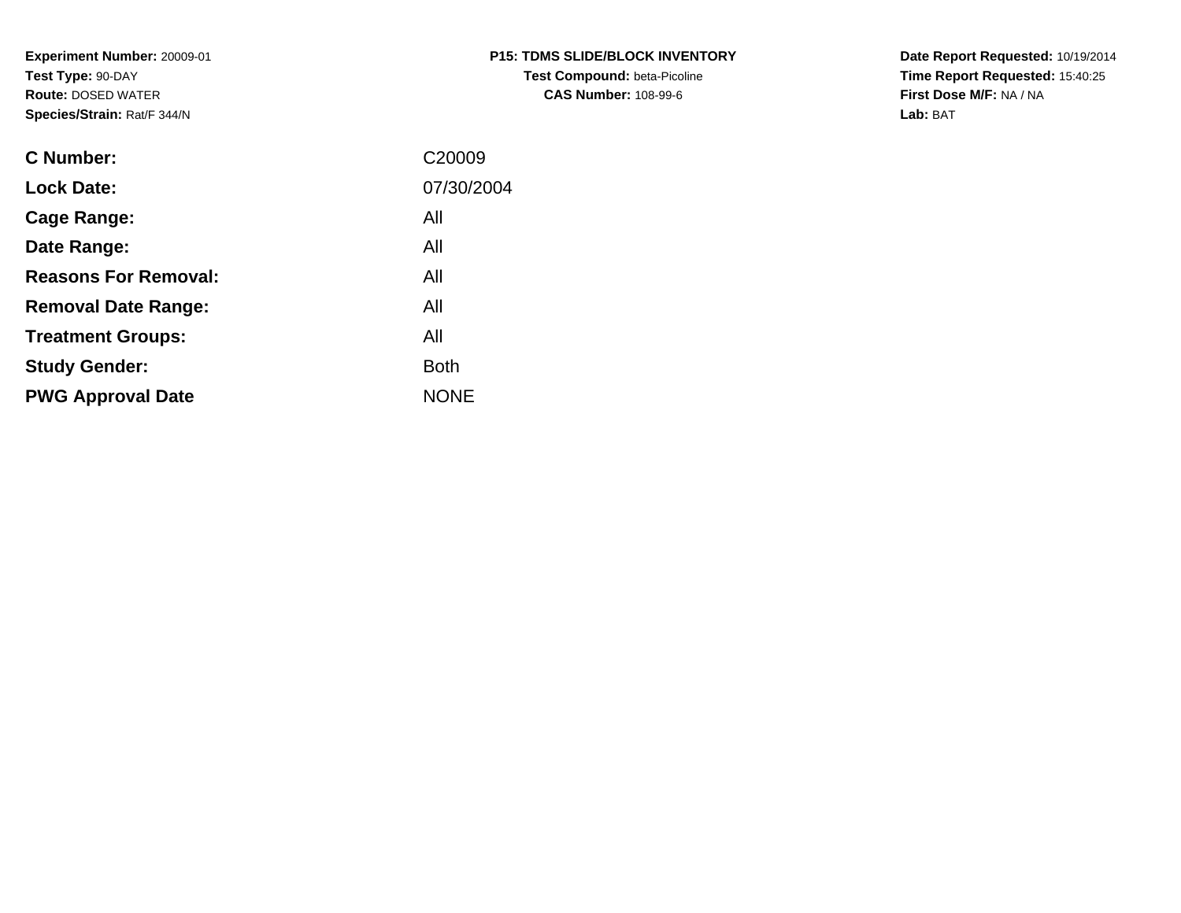**Experiment Number:** 20009-01
**Test Type:** 90-DAY
**Route:** DOSED WATER
**Species/Strain:** Rat/F 344/N

**P15: TDMS SLIDE/BLOCK INVENTORY**
**Test Compound:** beta-Picoline
**CAS Number:** 108-99-6

**Date Report Requested:** 10/19/2014
**Time Report Requested:** 15:40:25
**First Dose M/F:** NA / NA
**Lab:** BAT

| | |
|---|---|
| **C Number:** | C20009 |
| **Lock Date:** | 07/30/2004 |
| **Cage Range:** | All |
| **Date Range:** | All |
| **Reasons For Removal:** | All |
| **Removal Date Range:** | All |
| **Treatment Groups:** | All |
| **Study Gender:** | Both |
| **PWG Approval Date** | NONE |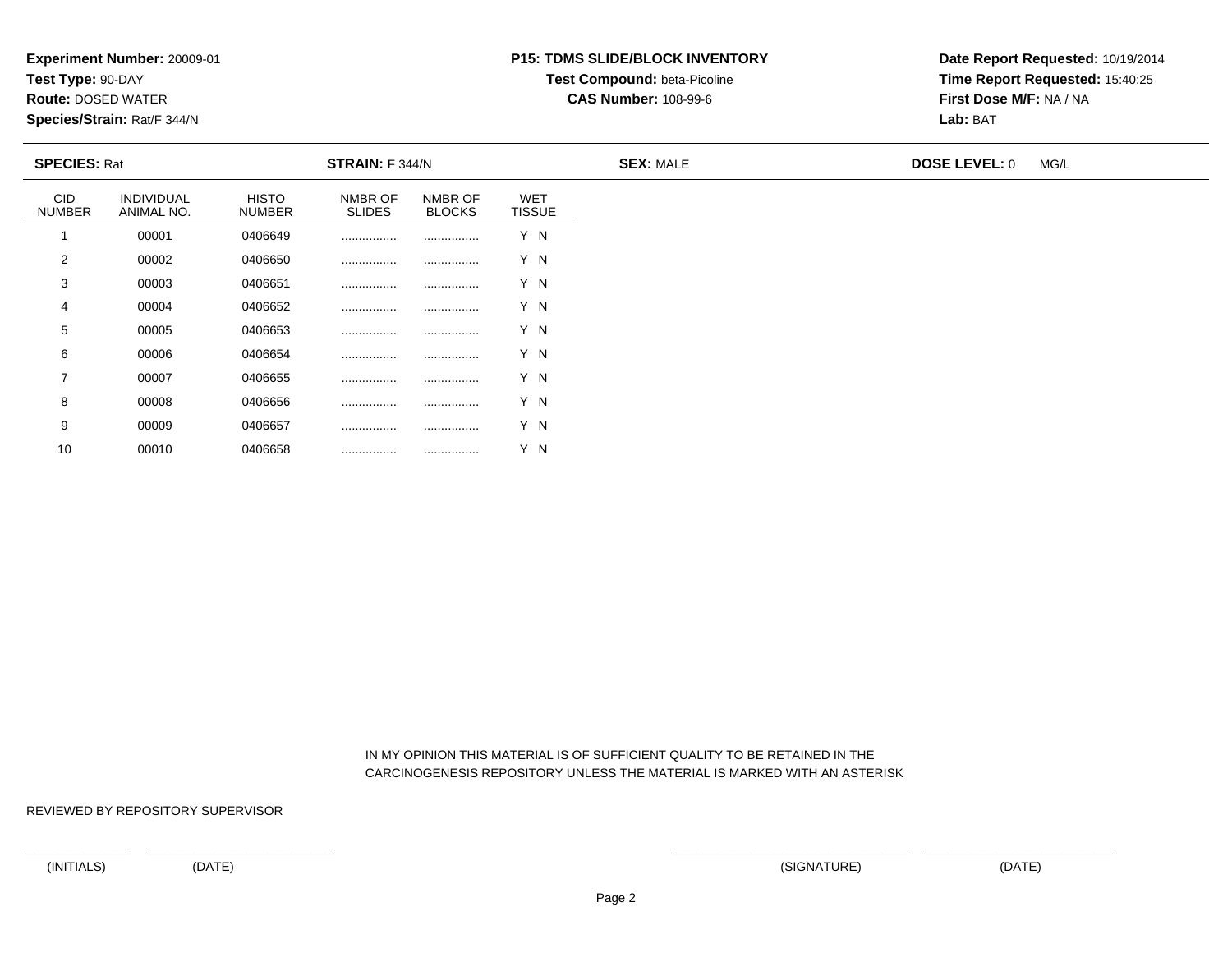**Experiment Number:** 20009-01
**Test Type:** 90-DAY
**Route:** DOSED WATER
**Species/Strain:** Rat/F 344/N

**P15: TDMS SLIDE/BLOCK INVENTORY**
**Test Compound:** beta-Picoline
**CAS Number:** 108-99-6

**Date Report Requested:** 10/19/2014
**Time Report Requested:** 15:40:25
**First Dose M/F:** NA / NA
**Lab:** BAT

**SPECIES:** Rat **STRAIN:** F 344/N **SEX:** MALE **DOSE LEVEL:** 0 MG/L

| CID NUMBER | INDIVIDUAL ANIMAL NO. | HISTO NUMBER | NMBR OF SLIDES | NMBR OF BLOCKS | WET TISSUE |
|---|---|---|---|---|---|
| 1 | 00001 | 0406649 | ................ | ................ | Y N |
| 2 | 00002 | 0406650 | ................ | ................ | Y N |
| 3 | 00003 | 0406651 | ................ | ................ | Y N |
| 4 | 00004 | 0406652 | ................ | ................ | Y N |
| 5 | 00005 | 0406653 | ................ | ................ | Y N |
| 6 | 00006 | 0406654 | ................ | ................ | Y N |
| 7 | 00007 | 0406655 | ................ | ................ | Y N |
| 8 | 00008 | 0406656 | ................ | ................ | Y N |
| 9 | 00009 | 0406657 | ................ | ................ | Y N |
| 10 | 00010 | 0406658 | ................ | ................ | Y N |

IN MY OPINION THIS MATERIAL IS OF SUFFICIENT QUALITY TO BE RETAINED IN THE CARCINOGENESIS REPOSITORY UNLESS THE MATERIAL IS MARKED WITH AN ASTERISK

REVIEWED BY REPOSITORY SUPERVISOR

(INITIALS) (DATE) (SIGNATURE) (DATE)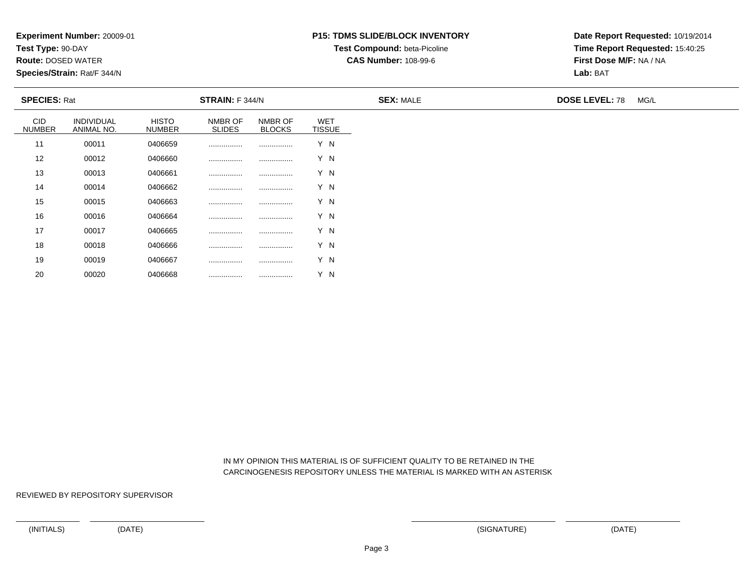**Experiment Number:** 20009-01
**Test Type:** 90-DAY
**Route:** DOSED WATER
**Species/Strain:** Rat/F 344/N

**P15: TDMS SLIDE/BLOCK INVENTORY**
**Test Compound:** beta-Picoline
**CAS Number:** 108-99-6

**Date Report Requested:** 10/19/2014
**Time Report Requested:** 15:40:25
**First Dose M/F:** NA / NA
**Lab:** BAT

**SPECIES:** Rat **STRAIN:** F 344/N **SEX:** MALE **DOSE LEVEL:** 78 MG/L

| CID NUMBER | INDIVIDUAL ANIMAL NO. | HISTO NUMBER | NMBR OF SLIDES | NMBR OF BLOCKS | WET TISSUE |
|---|---|---|---|---|---|
| 11 | 00011 | 0406659 | ................ | ................ | Y N |
| 12 | 00012 | 0406660 | ................ | ................ | Y N |
| 13 | 00013 | 0406661 | ................ | ................ | Y N |
| 14 | 00014 | 0406662 | ................ | ................ | Y N |
| 15 | 00015 | 0406663 | ................ | ................ | Y N |
| 16 | 00016 | 0406664 | ................ | ................ | Y N |
| 17 | 00017 | 0406665 | ................ | ................ | Y N |
| 18 | 00018 | 0406666 | ................ | ................ | Y N |
| 19 | 00019 | 0406667 | ................ | ................ | Y N |
| 20 | 00020 | 0406668 | ................ | ................ | Y N |

IN MY OPINION THIS MATERIAL IS OF SUFFICIENT QUALITY TO BE RETAINED IN THE CARCINOGENESIS REPOSITORY UNLESS THE MATERIAL IS MARKED WITH AN ASTERISK

REVIEWED BY REPOSITORY SUPERVISOR

(INITIALS) (DATE) (SIGNATURE) (DATE)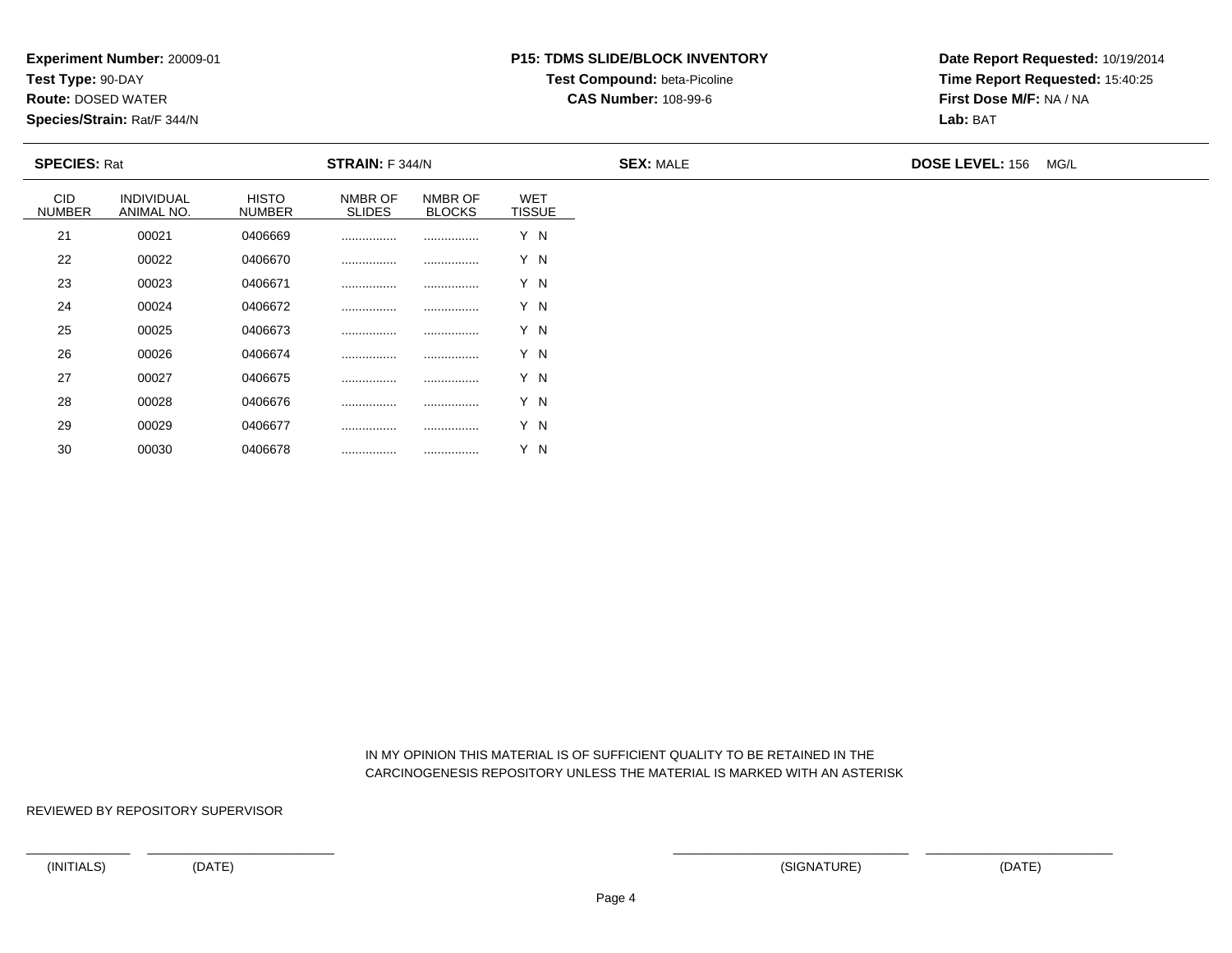**Experiment Number:** 20009-01
**Test Type:** 90-DAY
**Route:** DOSED WATER
**Species/Strain:** Rat/F 344/N

**P15: TDMS SLIDE/BLOCK INVENTORY**
**Test Compound:** beta-Picoline
**CAS Number:** 108-99-6

**Date Report Requested:** 10/19/2014
**Time Report Requested:** 15:40:25
**First Dose M/F:** NA / NA
**Lab:** BAT

**SPECIES:** Rat **STRAIN:** F 344/N **SEX:** MALE **DOSE LEVEL:** 156 MG/L

| CID NUMBER | INDIVIDUAL ANIMAL NO. | HISTO NUMBER | NMBR OF SLIDES | NMBR OF BLOCKS | WET TISSUE |
|---|---|---|---|---|---|
| 21 | 00021 | 0406669 | ................ | ................ | Y N |
| 22 | 00022 | 0406670 | ................ | ................ | Y N |
| 23 | 00023 | 0406671 | ................ | ................ | Y N |
| 24 | 00024 | 0406672 | ................ | ................ | Y N |
| 25 | 00025 | 0406673 | ................ | ................ | Y N |
| 26 | 00026 | 0406674 | ................ | ................ | Y N |
| 27 | 00027 | 0406675 | ................ | ................ | Y N |
| 28 | 00028 | 0406676 | ................ | ................ | Y N |
| 29 | 00029 | 0406677 | ................ | ................ | Y N |
| 30 | 00030 | 0406678 | ................ | ................ | Y N |

IN MY OPINION THIS MATERIAL IS OF SUFFICIENT QUALITY TO BE RETAINED IN THE CARCINOGENESIS REPOSITORY UNLESS THE MATERIAL IS MARKED WITH AN ASTERISK

REVIEWED BY REPOSITORY SUPERVISOR

(INITIALS) (DATE) (SIGNATURE) (DATE)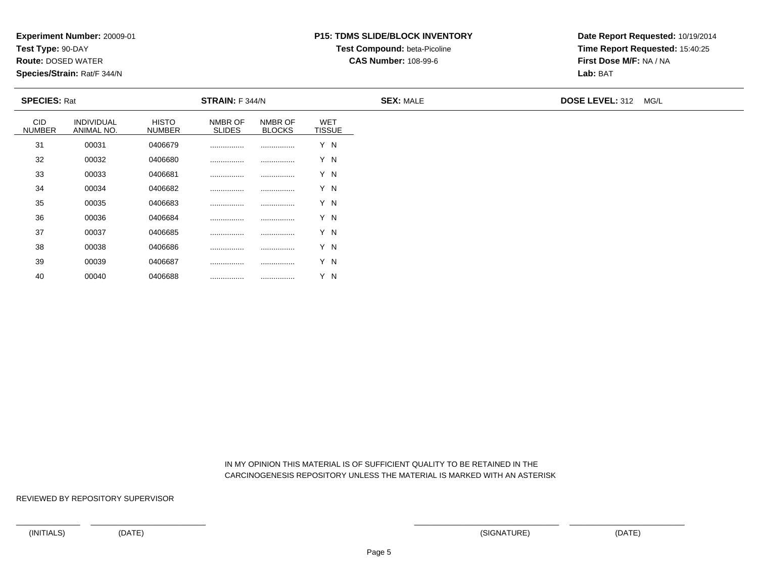**Experiment Number:** 20009-01
**Test Type:** 90-DAY
**Route:** DOSED WATER
**Species/Strain:** Rat/F 344/N

**P15: TDMS SLIDE/BLOCK INVENTORY**
**Test Compound:** beta-Picoline
**CAS Number:** 108-99-6

**Date Report Requested:** 10/19/2014
**Time Report Requested:** 15:40:25
**First Dose M/F:** NA / NA
**Lab:** BAT

**SPECIES:** Rat | **STRAIN:** F 344/N | **SEX:** MALE | **DOSE LEVEL:** 312 MG/L

| CID NUMBER | INDIVIDUAL ANIMAL NO. | HISTO NUMBER | NMBR OF SLIDES | NMBR OF BLOCKS | WET TISSUE |
|---|---|---|---|---|---|
| 31 | 00031 | 0406679 | ................ | ................ | Y N |
| 32 | 00032 | 0406680 | ................ | ................ | Y N |
| 33 | 00033 | 0406681 | ................ | ................ | Y N |
| 34 | 00034 | 0406682 | ................ | ................ | Y N |
| 35 | 00035 | 0406683 | ................ | ................ | Y N |
| 36 | 00036 | 0406684 | ................ | ................ | Y N |
| 37 | 00037 | 0406685 | ................ | ................ | Y N |
| 38 | 00038 | 0406686 | ................ | ................ | Y N |
| 39 | 00039 | 0406687 | ................ | ................ | Y N |
| 40 | 00040 | 0406688 | ................ | ................ | Y N |

IN MY OPINION THIS MATERIAL IS OF SUFFICIENT QUALITY TO BE RETAINED IN THE CARCINOGENESIS REPOSITORY UNLESS THE MATERIAL IS MARKED WITH AN ASTERISK

REVIEWED BY REPOSITORY SUPERVISOR

(INITIALS) (DATE) (SIGNATURE) (DATE)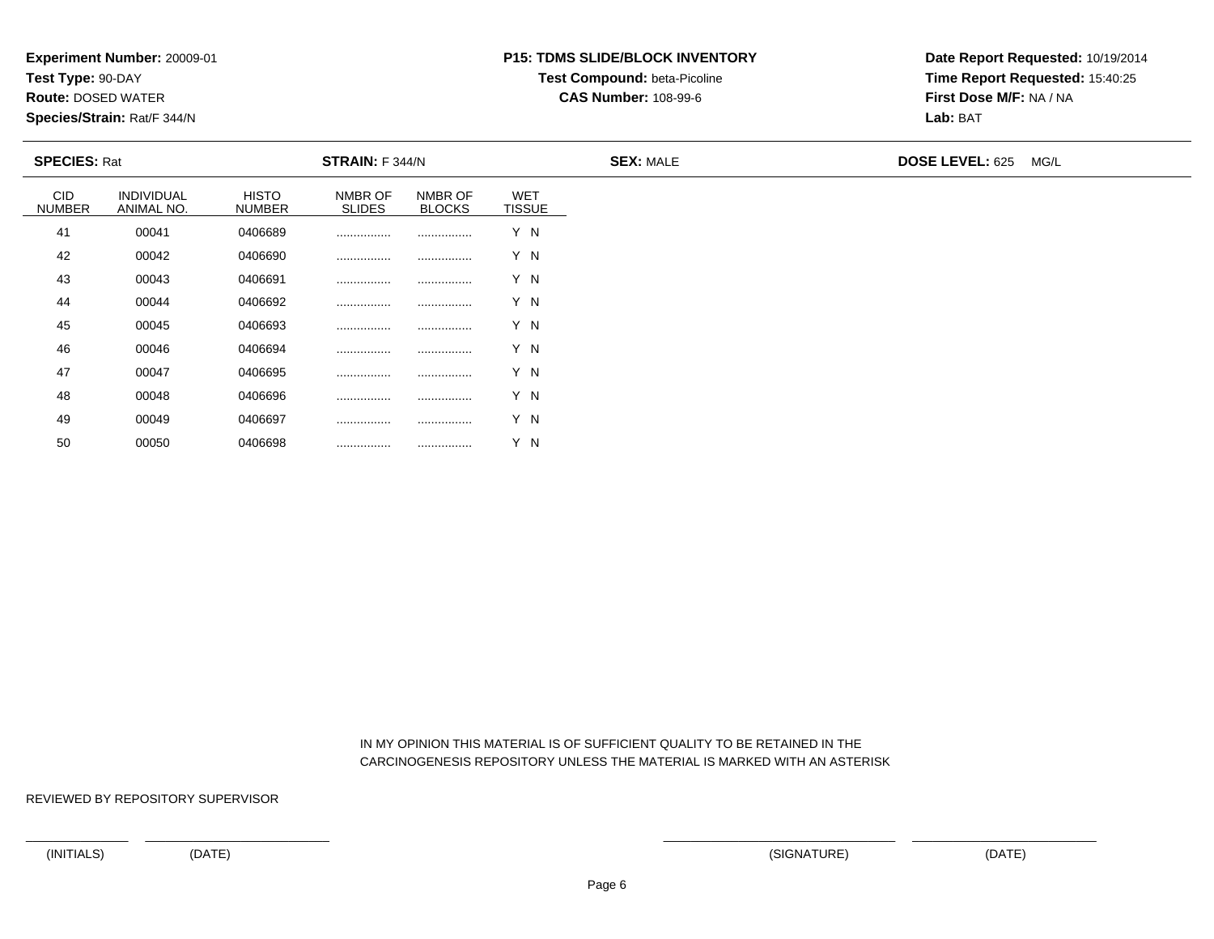**Experiment Number:** 20009-01
**Test Type:** 90-DAY
**Route:** DOSED WATER
**Species/Strain:** Rat/F 344/N

**P15: TDMS SLIDE/BLOCK INVENTORY**
**Test Compound:** beta-Picoline
**CAS Number:** 108-99-6

**Date Report Requested:** 10/19/2014
**Time Report Requested:** 15:40:25
**First Dose M/F:** NA / NA
**Lab:** BAT

**SPECIES:** Rat **STRAIN:** F 344/N **SEX:** MALE **DOSE LEVEL:** 625 MG/L

| CID NUMBER | INDIVIDUAL ANIMAL NO. | HISTO NUMBER | NMBR OF SLIDES | NMBR OF BLOCKS | WET TISSUE |
|---|---|---|---|---|---|
| 41 | 00041 | 0406689 | ................ | ................ | Y N |
| 42 | 00042 | 0406690 | ................ | ................ | Y N |
| 43 | 00043 | 0406691 | ................ | ................ | Y N |
| 44 | 00044 | 0406692 | ................ | ................ | Y N |
| 45 | 00045 | 0406693 | ................ | ................ | Y N |
| 46 | 00046 | 0406694 | ................ | ................ | Y N |
| 47 | 00047 | 0406695 | ................ | ................ | Y N |
| 48 | 00048 | 0406696 | ................ | ................ | Y N |
| 49 | 00049 | 0406697 | ................ | ................ | Y N |
| 50 | 00050 | 0406698 | ................ | ................ | Y N |

IN MY OPINION THIS MATERIAL IS OF SUFFICIENT QUALITY TO BE RETAINED IN THE CARCINOGENESIS REPOSITORY UNLESS THE MATERIAL IS MARKED WITH AN ASTERISK

REVIEWED BY REPOSITORY SUPERVISOR

(INITIALS) (DATE) (SIGNATURE) (DATE)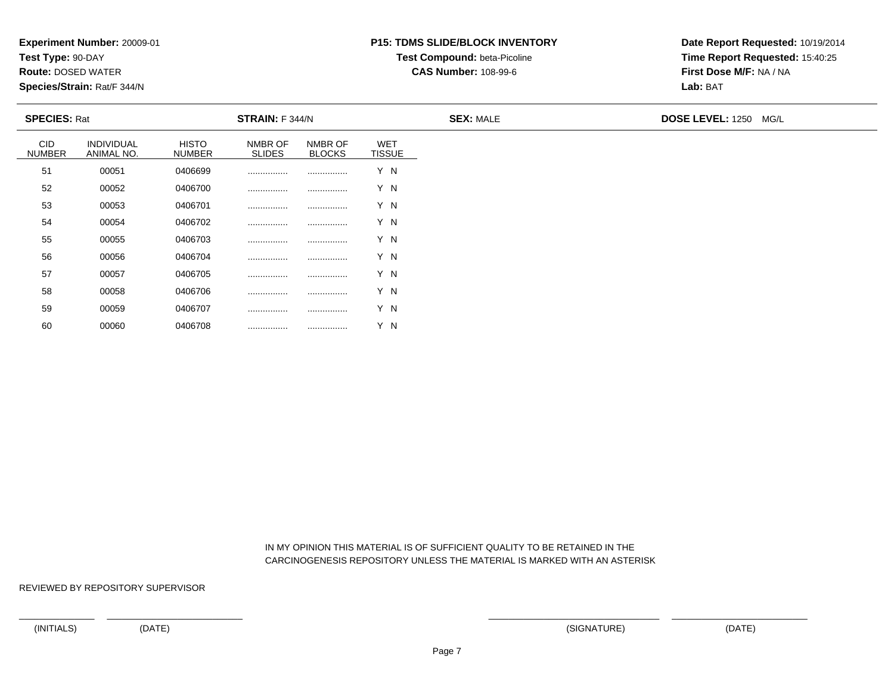**Experiment Number:** 20009-01
**Test Type:** 90-DAY
**Route:** DOSED WATER
**Species/Strain:** Rat/F 344/N

**P15: TDMS SLIDE/BLOCK INVENTORY**
**Test Compound:** beta-Picoline
**CAS Number:** 108-99-6

**Date Report Requested:** 10/19/2014
**Time Report Requested:** 15:40:25
**First Dose M/F:** NA / NA
**Lab:** BAT

**SPECIES:** Rat **STRAIN:** F 344/N **SEX:** MALE **DOSE LEVEL:** 1250 MG/L

| CID NUMBER | INDIVIDUAL ANIMAL NO. | HISTO NUMBER | NMBR OF SLIDES | NMBR OF BLOCKS | WET TISSUE |
|---|---|---|---|---|---|
| 51 | 00051 | 0406699 | ................ | ................ | Y N |
| 52 | 00052 | 0406700 | ................ | ................ | Y N |
| 53 | 00053 | 0406701 | ................ | ................ | Y N |
| 54 | 00054 | 0406702 | ................ | ................ | Y N |
| 55 | 00055 | 0406703 | ................ | ................ | Y N |
| 56 | 00056 | 0406704 | ................ | ................ | Y N |
| 57 | 00057 | 0406705 | ................ | ................ | Y N |
| 58 | 00058 | 0406706 | ................ | ................ | Y N |
| 59 | 00059 | 0406707 | ................ | ................ | Y N |
| 60 | 00060 | 0406708 | ................ | ................ | Y N |

IN MY OPINION THIS MATERIAL IS OF SUFFICIENT QUALITY TO BE RETAINED IN THE CARCINOGENESIS REPOSITORY UNLESS THE MATERIAL IS MARKED WITH AN ASTERISK

REVIEWED BY REPOSITORY SUPERVISOR

(INITIALS) (DATE) (SIGNATURE) (DATE)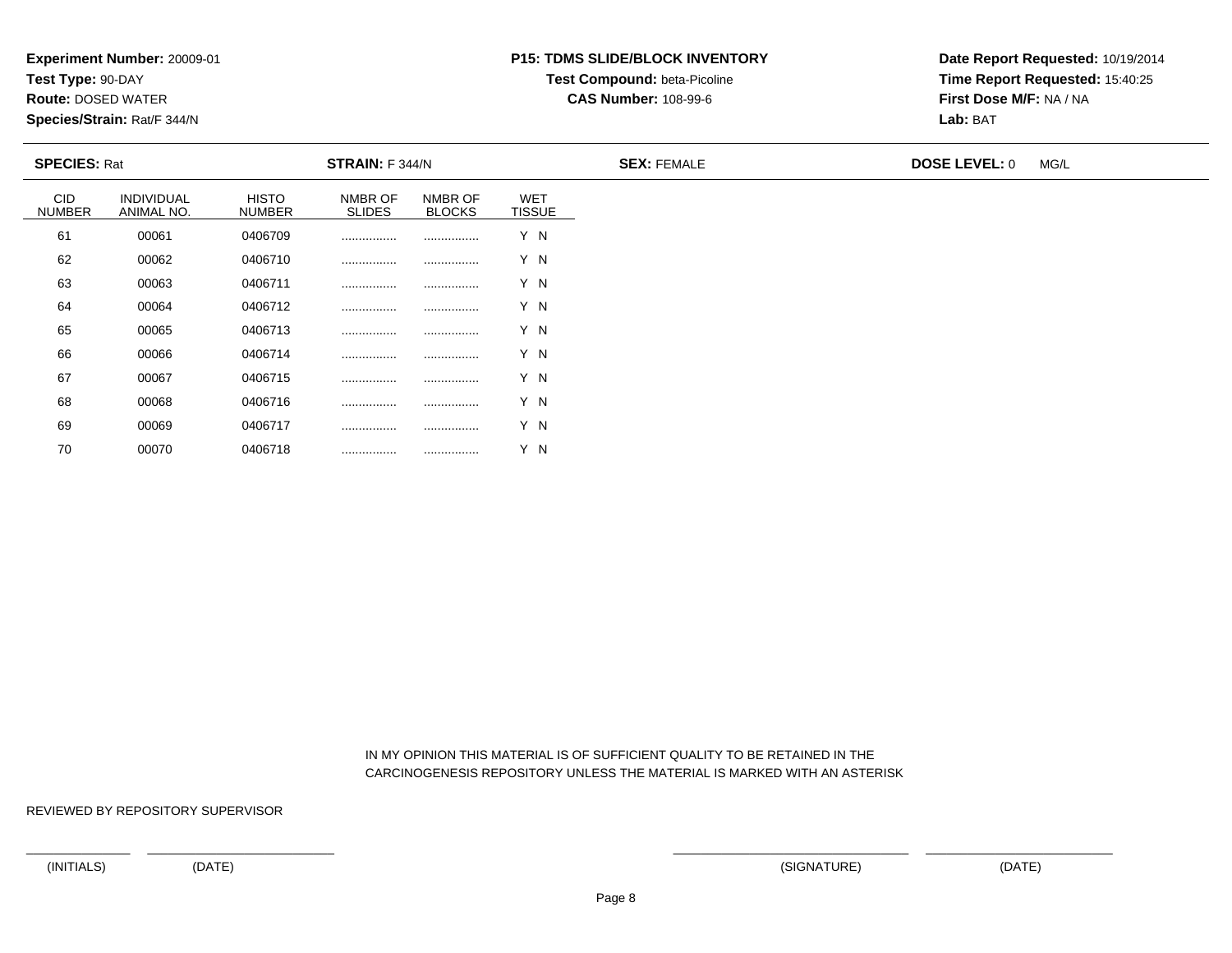**Experiment Number:** 20009-01
**Test Type:** 90-DAY
**Route:** DOSED WATER
**Species/Strain:** Rat/F 344/N

**P15: TDMS SLIDE/BLOCK INVENTORY**
**Test Compound:** beta-Picoline
**CAS Number:** 108-99-6

**Date Report Requested:** 10/19/2014
**Time Report Requested:** 15:40:25
**First Dose M/F:** NA / NA
**Lab:** BAT

**SPECIES:** Rat **STRAIN:** F 344/N **SEX:** FEMALE **DOSE LEVEL:** 0 MG/L

| CID NUMBER | INDIVIDUAL ANIMAL NO. | HISTO NUMBER | NMBR OF SLIDES | NMBR OF BLOCKS | WET TISSUE |
|---|---|---|---|---|---|
| 61 | 00061 | 0406709 | ................ | ................ | Y N |
| 62 | 00062 | 0406710 | ................ | ................ | Y N |
| 63 | 00063 | 0406711 | ................ | ................ | Y N |
| 64 | 00064 | 0406712 | ................ | ................ | Y N |
| 65 | 00065 | 0406713 | ................ | ................ | Y N |
| 66 | 00066 | 0406714 | ................ | ................ | Y N |
| 67 | 00067 | 0406715 | ................ | ................ | Y N |
| 68 | 00068 | 0406716 | ................ | ................ | Y N |
| 69 | 00069 | 0406717 | ................ | ................ | Y N |
| 70 | 00070 | 0406718 | ................ | ................ | Y N |

IN MY OPINION THIS MATERIAL IS OF SUFFICIENT QUALITY TO BE RETAINED IN THE CARCINOGENESIS REPOSITORY UNLESS THE MATERIAL IS MARKED WITH AN ASTERISK

REVIEWED BY REPOSITORY SUPERVISOR

(INITIALS) (DATE) (SIGNATURE) (DATE)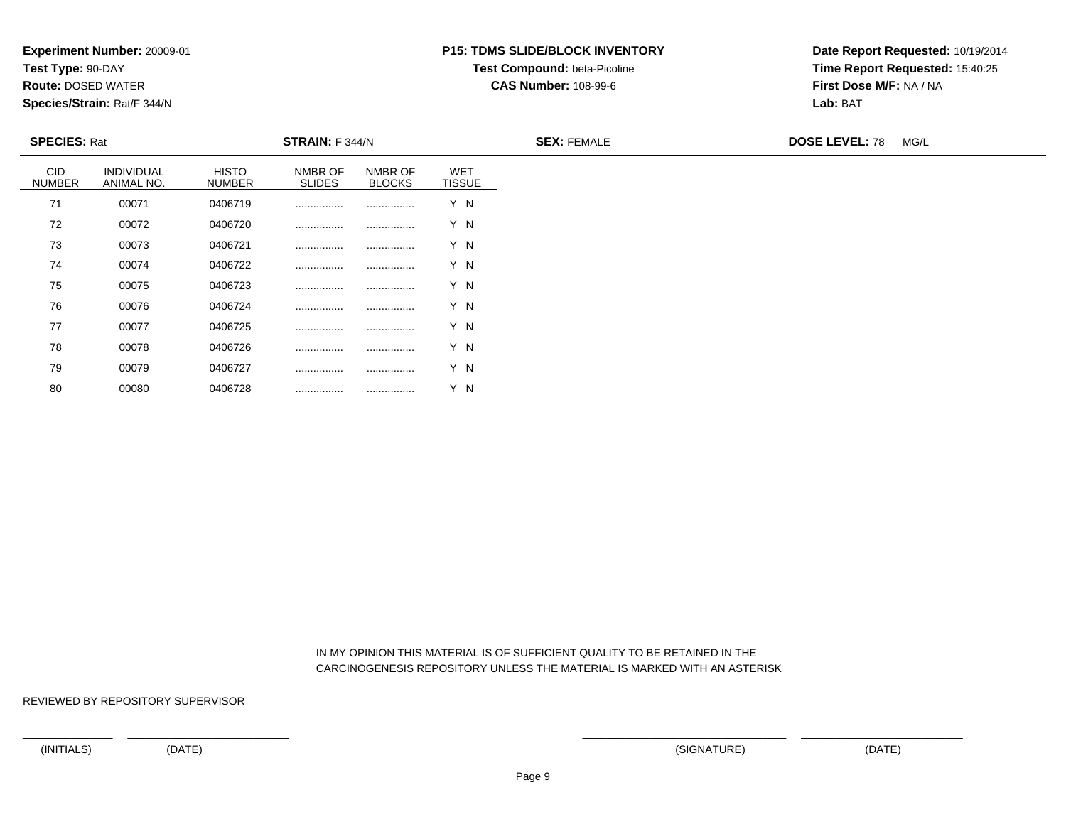**Experiment Number:** 20009-01
**Test Type:** 90-DAY
**Route:** DOSED WATER
**Species/Strain:** Rat/F 344/N

**P15: TDMS SLIDE/BLOCK INVENTORY**
**Test Compound:** beta-Picoline
**CAS Number:** 108-99-6

**Date Report Requested:** 10/19/2014
**Time Report Requested:** 15:40:25
**First Dose M/F:** NA / NA
**Lab:** BAT

**SPECIES:** Rat **STRAIN:** F 344/N **SEX:** FEMALE **DOSE LEVEL:** 78 MG/L

| CID NUMBER | INDIVIDUAL ANIMAL NO. | HISTO NUMBER | NMBR OF SLIDES | NMBR OF BLOCKS | WET TISSUE |
|---|---|---|---|---|---|
| 71 | 00071 | 0406719 | ................ | ................ | Y N |
| 72 | 00072 | 0406720 | ................ | ................ | Y N |
| 73 | 00073 | 0406721 | ................ | ................ | Y N |
| 74 | 00074 | 0406722 | ................ | ................ | Y N |
| 75 | 00075 | 0406723 | ................ | ................ | Y N |
| 76 | 00076 | 0406724 | ................ | ................ | Y N |
| 77 | 00077 | 0406725 | ................ | ................ | Y N |
| 78 | 00078 | 0406726 | ................ | ................ | Y N |
| 79 | 00079 | 0406727 | ................ | ................ | Y N |
| 80 | 00080 | 0406728 | ................ | ................ | Y N |

IN MY OPINION THIS MATERIAL IS OF SUFFICIENT QUALITY TO BE RETAINED IN THE CARCINOGENESIS REPOSITORY UNLESS THE MATERIAL IS MARKED WITH AN ASTERISK

REVIEWED BY REPOSITORY SUPERVISOR

(INITIALS) (DATE) (SIGNATURE) (DATE)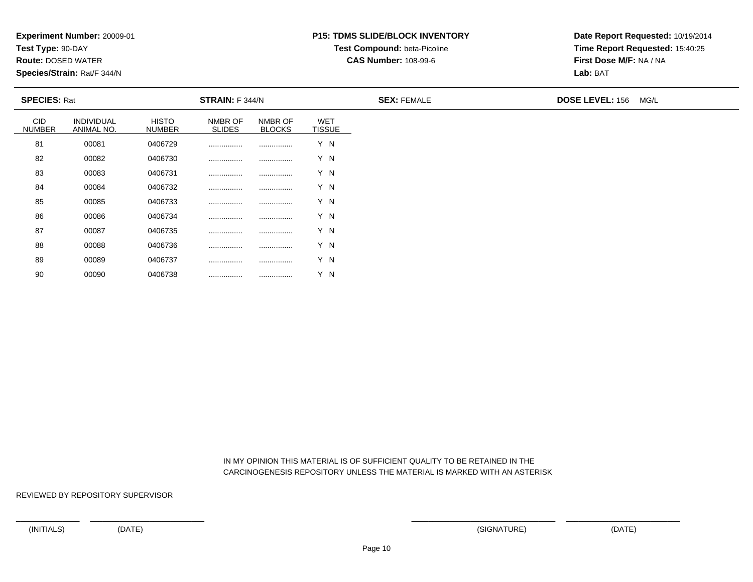**Experiment Number:** 20009-01
**Test Type:** 90-DAY
**Route:** DOSED WATER
**Species/Strain:** Rat/F 344/N

**P15: TDMS SLIDE/BLOCK INVENTORY**
**Test Compound:** beta-Picoline
**CAS Number:** 108-99-6

**Date Report Requested:** 10/19/2014
**Time Report Requested:** 15:40:25
**First Dose M/F:** NA / NA
**Lab:** BAT

**SPECIES:** Rat **STRAIN:** F 344/N **SEX:** FEMALE **DOSE LEVEL:** 156 MG/L

| CID NUMBER | INDIVIDUAL ANIMAL NO. | HISTO NUMBER | NMBR OF SLIDES | NMBR OF BLOCKS | WET TISSUE |
|---|---|---|---|---|---|
| 81 | 00081 | 0406729 | ................ | ................ | Y N |
| 82 | 00082 | 0406730 | ................ | ................ | Y N |
| 83 | 00083 | 0406731 | ................ | ................ | Y N |
| 84 | 00084 | 0406732 | ................ | ................ | Y N |
| 85 | 00085 | 0406733 | ................ | ................ | Y N |
| 86 | 00086 | 0406734 | ................ | ................ | Y N |
| 87 | 00087 | 0406735 | ................ | ................ | Y N |
| 88 | 00088 | 0406736 | ................ | ................ | Y N |
| 89 | 00089 | 0406737 | ................ | ................ | Y N |
| 90 | 00090 | 0406738 | ................ | ................ | Y N |

IN MY OPINION THIS MATERIAL IS OF SUFFICIENT QUALITY TO BE RETAINED IN THE CARCINOGENESIS REPOSITORY UNLESS THE MATERIAL IS MARKED WITH AN ASTERISK

REVIEWED BY REPOSITORY SUPERVISOR

(INITIALS) (DATE) (SIGNATURE) (DATE)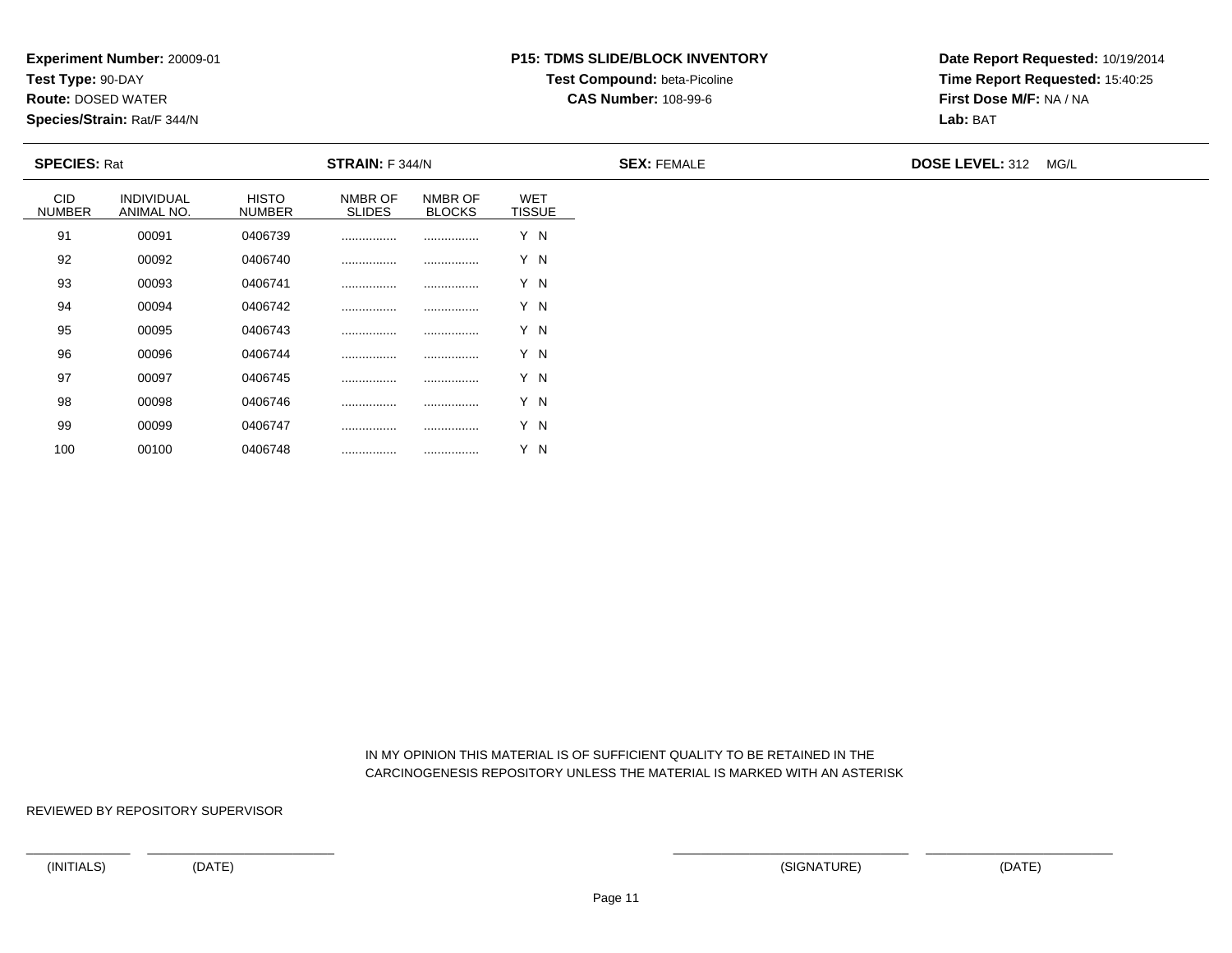**Experiment Number:** 20009-01
**Test Type:** 90-DAY
**Route:** DOSED WATER
**Species/Strain:** Rat/F 344/N

**P15: TDMS SLIDE/BLOCK INVENTORY**
**Test Compound:** beta-Picoline
**CAS Number:** 108-99-6

**Date Report Requested:** 10/19/2014
**Time Report Requested:** 15:40:25
**First Dose M/F:** NA / NA
**Lab:** BAT

**SPECIES:** Rat **STRAIN:** F 344/N **SEX:** FEMALE **DOSE LEVEL:** 312 MG/L

| CID NUMBER | INDIVIDUAL ANIMAL NO. | HISTO NUMBER | NMBR OF SLIDES | NMBR OF BLOCKS | WET TISSUE |
|---|---|---|---|---|---|
| 91 | 00091 | 0406739 | ................ | ................ | Y N |
| 92 | 00092 | 0406740 | ................ | ................ | Y N |
| 93 | 00093 | 0406741 | ................ | ................ | Y N |
| 94 | 00094 | 0406742 | ................ | ................ | Y N |
| 95 | 00095 | 0406743 | ................ | ................ | Y N |
| 96 | 00096 | 0406744 | ................ | ................ | Y N |
| 97 | 00097 | 0406745 | ................ | ................ | Y N |
| 98 | 00098 | 0406746 | ................ | ................ | Y N |
| 99 | 00099 | 0406747 | ................ | ................ | Y N |
| 100 | 00100 | 0406748 | ................ | ................ | Y N |

IN MY OPINION THIS MATERIAL IS OF SUFFICIENT QUALITY TO BE RETAINED IN THE CARCINOGENESIS REPOSITORY UNLESS THE MATERIAL IS MARKED WITH AN ASTERISK

REVIEWED BY REPOSITORY SUPERVISOR

(INITIALS) (DATE) (SIGNATURE) (DATE)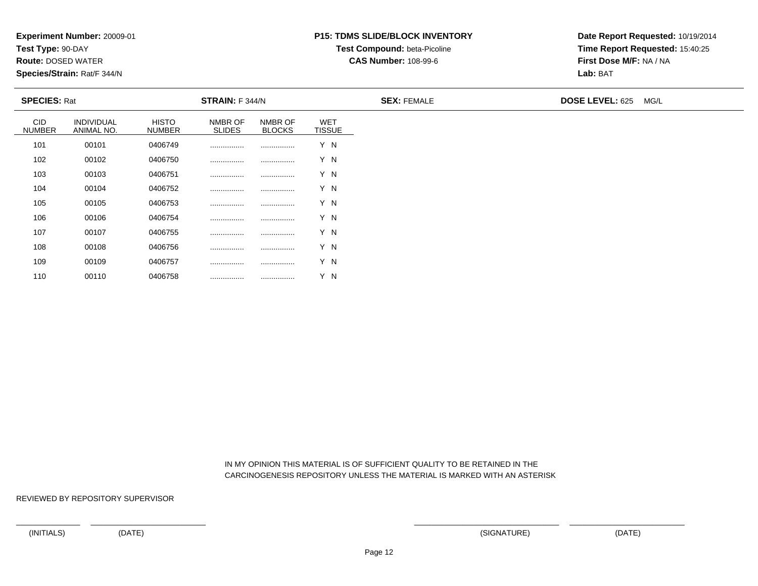**Experiment Number:** 20009-01
**Test Type:** 90-DAY
**Route:** DOSED WATER
**Species/Strain:** Rat/F 344/N

**P15: TDMS SLIDE/BLOCK INVENTORY**
**Test Compound:** beta-Picoline
**CAS Number:** 108-99-6

**Date Report Requested:** 10/19/2014
**Time Report Requested:** 15:40:25
**First Dose M/F:** NA / NA
**Lab:** BAT

**SPECIES:** Rat **STRAIN:** F 344/N **SEX:** FEMALE **DOSE LEVEL:** 625 MG/L

| CID NUMBER | INDIVIDUAL ANIMAL NO. | HISTO NUMBER | NMBR OF SLIDES | NMBR OF BLOCKS | WET TISSUE |
|---|---|---|---|---|---|
| 101 | 00101 | 0406749 | ................ | ................ | Y N |
| 102 | 00102 | 0406750 | ................ | ................ | Y N |
| 103 | 00103 | 0406751 | ................ | ................ | Y N |
| 104 | 00104 | 0406752 | ................ | ................ | Y N |
| 105 | 00105 | 0406753 | ................ | ................ | Y N |
| 106 | 00106 | 0406754 | ................ | ................ | Y N |
| 107 | 00107 | 0406755 | ................ | ................ | Y N |
| 108 | 00108 | 0406756 | ................ | ................ | Y N |
| 109 | 00109 | 0406757 | ................ | ................ | Y N |
| 110 | 00110 | 0406758 | ................ | ................ | Y N |

IN MY OPINION THIS MATERIAL IS OF SUFFICIENT QUALITY TO BE RETAINED IN THE CARCINOGENESIS REPOSITORY UNLESS THE MATERIAL IS MARKED WITH AN ASTERISK

REVIEWED BY REPOSITORY SUPERVISOR

(INITIALS) (DATE) (SIGNATURE) (DATE)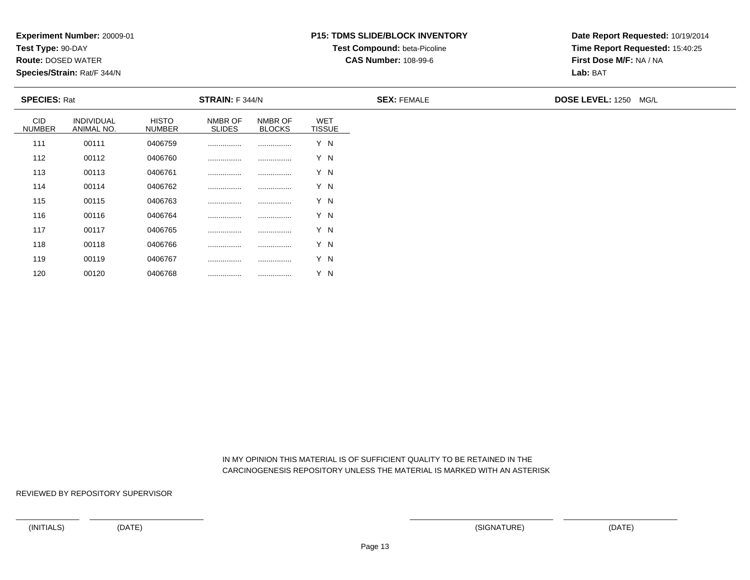**Experiment Number:** 20009-01
**Test Type:** 90-DAY
**Route:** DOSED WATER
**Species/Strain:** Rat/F 344/N

**P15: TDMS SLIDE/BLOCK INVENTORY**
**Test Compound:** beta-Picoline
**CAS Number:** 108-99-6

**Date Report Requested:** 10/19/2014
**Time Report Requested:** 15:40:25
**First Dose M/F:** NA / NA
**Lab:** BAT

**SPECIES:** Rat **STRAIN:** F 344/N **SEX:** FEMALE **DOSE LEVEL:** 1250 MG/L

| CID NUMBER | INDIVIDUAL ANIMAL NO. | HISTO NUMBER | NMBR OF SLIDES | NMBR OF BLOCKS | WET TISSUE |
|---|---|---|---|---|---|
| 111 | 00111 | 0406759 | ................ | ................ | Y N |
| 112 | 00112 | 0406760 | ................ | ................ | Y N |
| 113 | 00113 | 0406761 | ................ | ................ | Y N |
| 114 | 00114 | 0406762 | ................ | ................ | Y N |
| 115 | 00115 | 0406763 | ................ | ................ | Y N |
| 116 | 00116 | 0406764 | ................ | ................ | Y N |
| 117 | 00117 | 0406765 | ................ | ................ | Y N |
| 118 | 00118 | 0406766 | ................ | ................ | Y N |
| 119 | 00119 | 0406767 | ................ | ................ | Y N |
| 120 | 00120 | 0406768 | ................ | ................ | Y N |

IN MY OPINION THIS MATERIAL IS OF SUFFICIENT QUALITY TO BE RETAINED IN THE CARCINOGENESIS REPOSITORY UNLESS THE MATERIAL IS MARKED WITH AN ASTERISK

REVIEWED BY REPOSITORY SUPERVISOR

(INITIALS) (DATE) (SIGNATURE) (DATE)